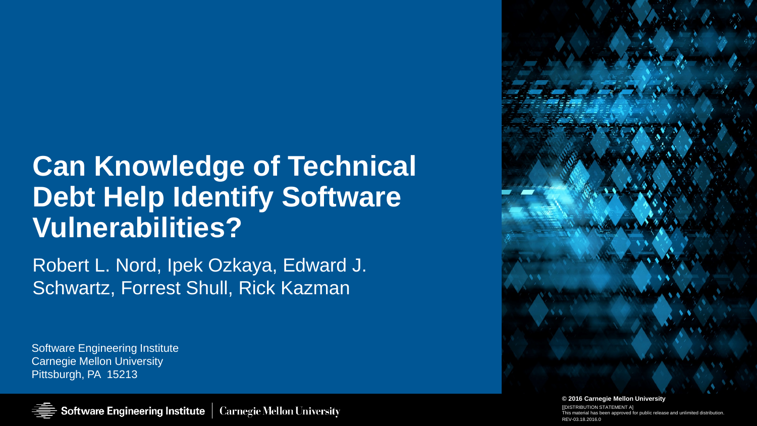# Can Knowledge of Technical Debt Help Identify Software Vulnerabilities?

Robert L. Nord, Ipek Ozkaya, Edward J. Schwartz, Forrest Shull, Rick Kazman

Software Engineering Institute
Carnegie Mellon University
Pittsburgh, PA 15213

© 2016 Carnegie Mellon University

[[DISTRIBUTION STATEMENT A]
This material has been approved for public release and unlimited distribution.
REV-03.18.2016.0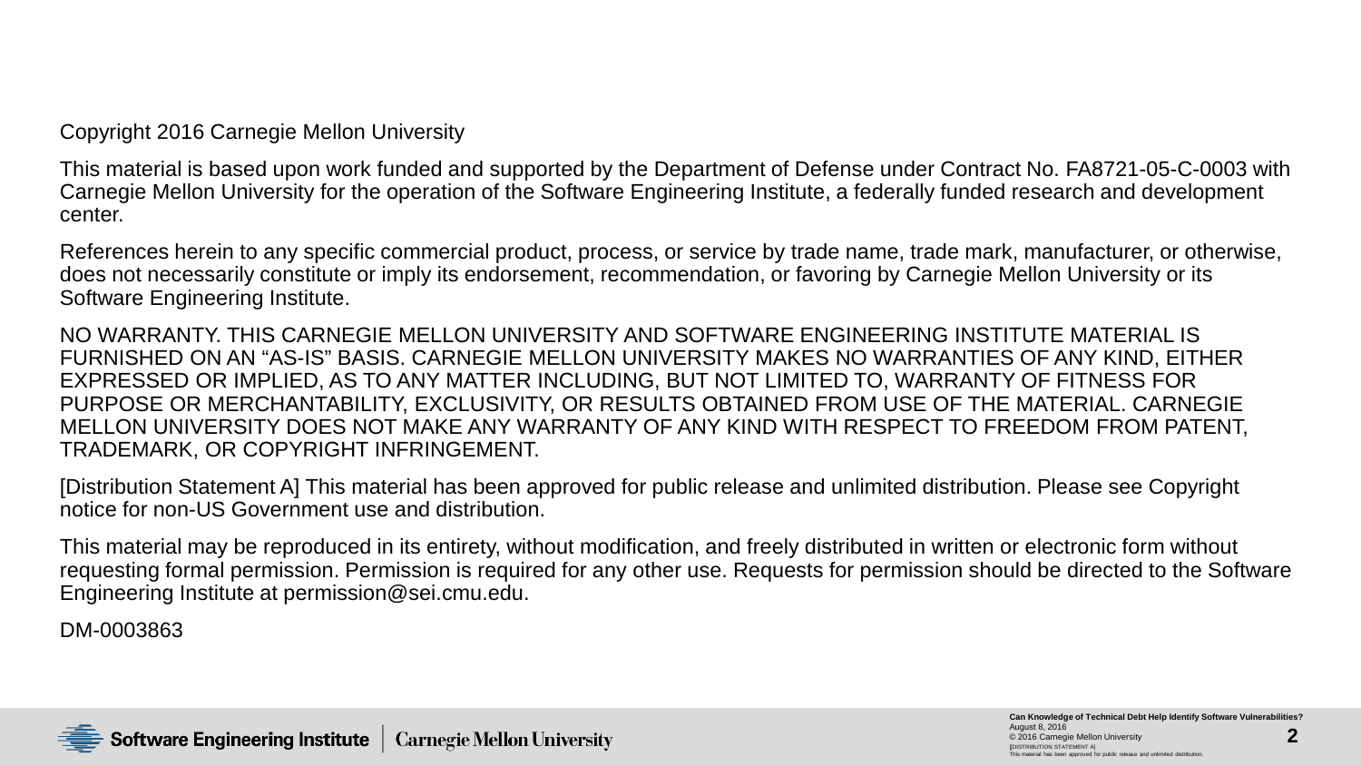Copyright 2016 Carnegie Mellon University

This material is based upon work funded and supported by the Department of Defense under Contract No. FA8721-05-C-0003 with Carnegie Mellon University for the operation of the Software Engineering Institute, a federally funded research and development center.

References herein to any specific commercial product, process, or service by trade name, trade mark, manufacturer, or otherwise, does not necessarily constitute or imply its endorsement, recommendation, or favoring by Carnegie Mellon University or its Software Engineering Institute.

NO WARRANTY. THIS CARNEGIE MELLON UNIVERSITY AND SOFTWARE ENGINEERING INSTITUTE MATERIAL IS FURNISHED ON AN "AS-IS" BASIS. CARNEGIE MELLON UNIVERSITY MAKES NO WARRANTIES OF ANY KIND, EITHER EXPRESSED OR IMPLIED, AS TO ANY MATTER INCLUDING, BUT NOT LIMITED TO, WARRANTY OF FITNESS FOR PURPOSE OR MERCHANTABILITY, EXCLUSIVITY, OR RESULTS OBTAINED FROM USE OF THE MATERIAL. CARNEGIE MELLON UNIVERSITY DOES NOT MAKE ANY WARRANTY OF ANY KIND WITH RESPECT TO FREEDOM FROM PATENT, TRADEMARK, OR COPYRIGHT INFRINGEMENT.

[Distribution Statement A] This material has been approved for public release and unlimited distribution. Please see Copyright notice for non-US Government use and distribution.

This material may be reproduced in its entirety, without modification, and freely distributed in written or electronic form without requesting formal permission. Permission is required for any other use. Requests for permission should be directed to the Software Engineering Institute at permission@sei.cmu.edu.

DM-0003863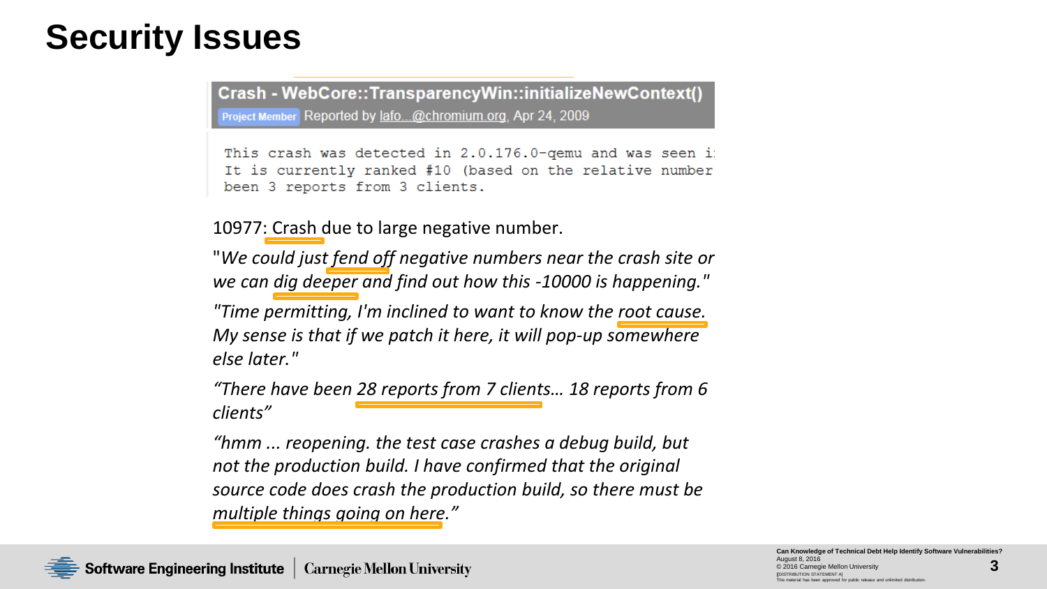# Security Issues

**Crash - WebCore::TransparencyWin::initializeNewContext()**

Project Member Reported by lafo...@chromium.org, Apr 24, 2009

```
This crash was detected in 2.0.176.0-qemu and was seen i
It is currently ranked #10 (based on the relative number
been 3 reports from 3 clients.
```

10977: Crash due to large negative number.

"*We could just fend off negative numbers near the crash site or we can dig deeper and find out how this -10000 is happening.*"

"*Time permitting, I'm inclined to want to know the root cause. My sense is that if we patch it here, it will pop-up somewhere else later.*"

*"There have been 28 reports from 7 clients… 18 reports from 6 clients"*

*"hmm ... reopening. the test case crashes a debug build, but not the production build. I have confirmed that the original source code does crash the production build, so there must be multiple things going on here."*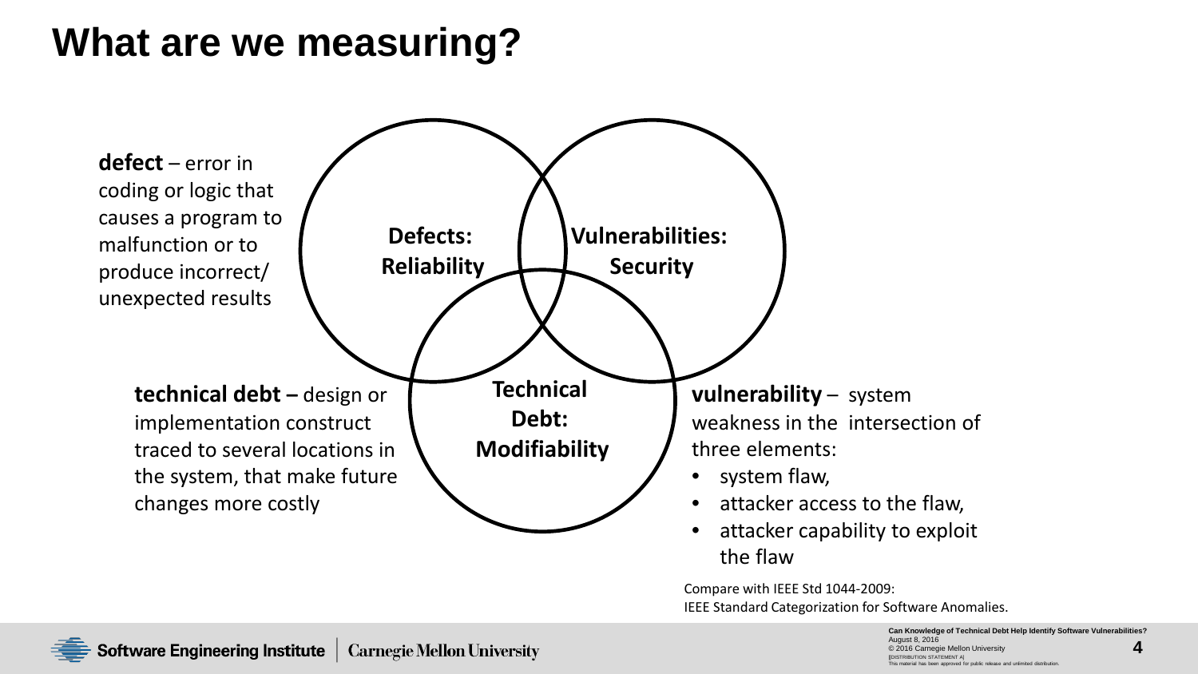# What are we measuring?

**defect** – error in coding or logic that causes a program to malfunction or to produce incorrect/ unexpected results

**Defects: Reliability**

**Vulnerabilities: Security**

**Technical Debt: Modifiability**

**technical debt –** design or implementation construct traced to several locations in the system, that make future changes more costly

**vulnerability** – system weakness in the intersection of three elements:

- system flaw,
- attacker access to the flaw,
- attacker capability to exploit the flaw

Compare with IEEE Std 1044-2009: IEEE Standard Categorization for Software Anomalies.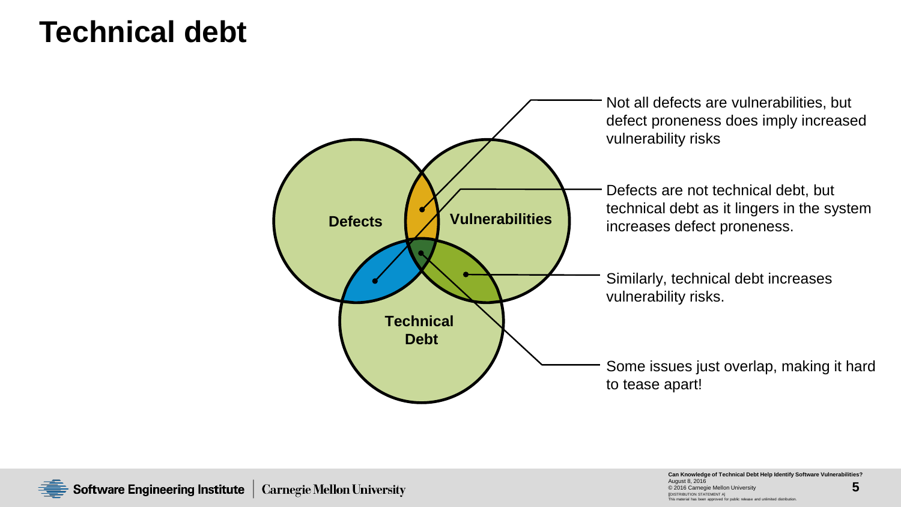# Technical debt

Defects

Vulnerabilities

Technical Debt

- Not all defects are vulnerabilities, but defect proneness does imply increased vulnerability risks
- Defects are not technical debt, but technical debt as it lingers in the system increases defect proneness.
- Similarly, technical debt increases vulnerability risks.
- Some issues just overlap, making it hard to tease apart!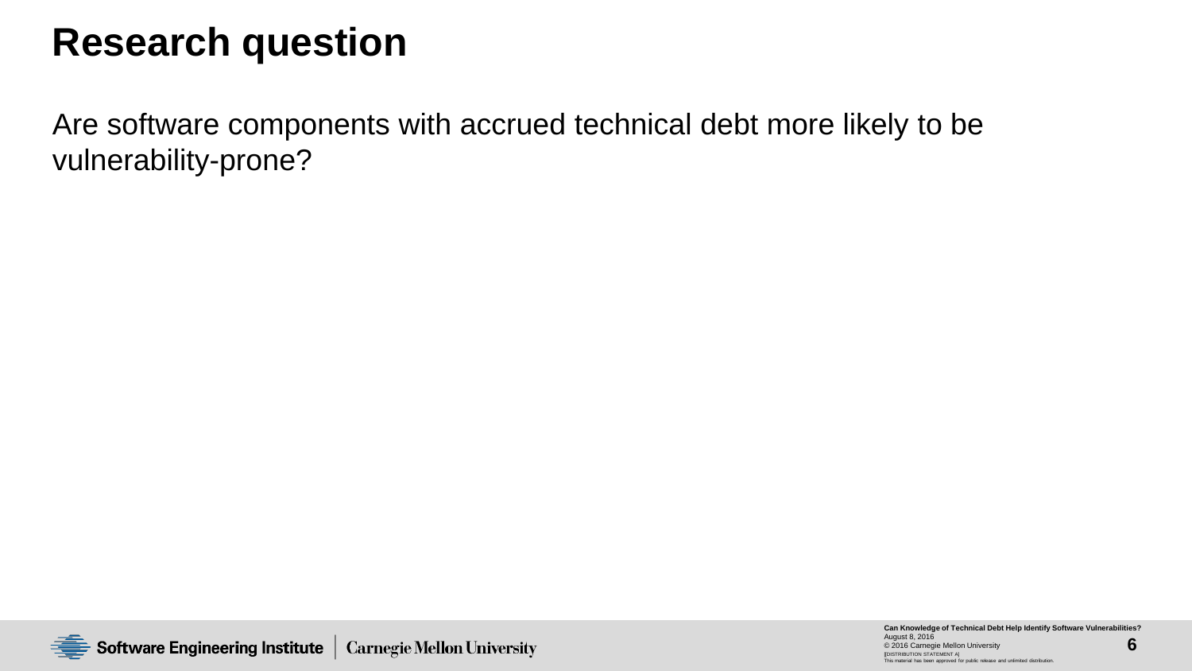# Research question

Are software components with accrued technical debt more likely to be vulnerability-prone?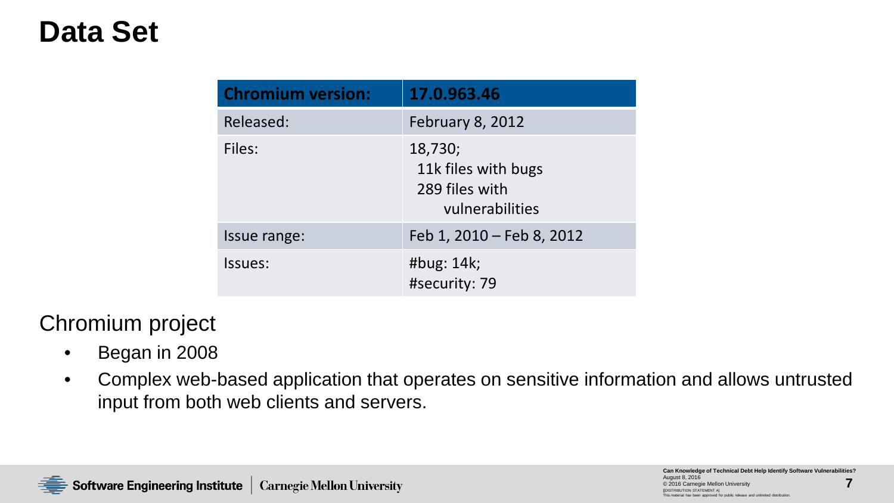# Data Set

| Chromium version: | 17.0.963.46 |
|---|---|
| Released: | February 8, 2012 |
| Files: | 18,730; 11k files with bugs 289 files with vulnerabilities |
| Issue range: | Feb 1, 2010 – Feb 8, 2012 |
| Issues: | #bug: 14k; #security: 79 |

Chromium project

- Began in 2008
- Complex web-based application that operates on sensitive information and allows untrusted input from both web clients and servers.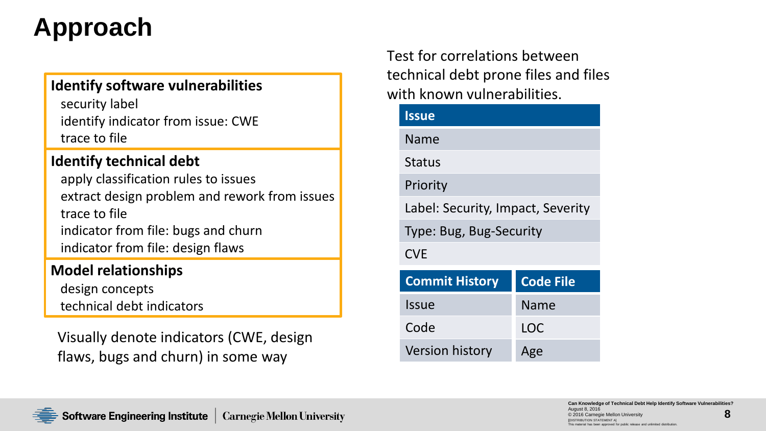# Approach

**Identify software vulnerabilities**

- security label
- identify indicator from issue: CWE
- trace to file

**Identify technical debt**

- apply classification rules to issues
- extract design problem and rework from issues
- trace to file
- indicator from file: bugs and churn
- indicator from file: design flaws

**Model relationships**

- design concepts
- technical debt indicators

Visually denote indicators (CWE, design flaws, bugs and churn) in some way

Test for correlations between technical debt prone files and files with known vulnerabilities.

| Issue |
| --- |
| Name |
| Status |
| Priority |
| Label: Security, Impact, Severity |
| Type: Bug, Bug-Security |
| CVE |

| Commit History | Code File |
| --- | --- |
| Issue | Name |
| Code | LOC |
| Version history | Age |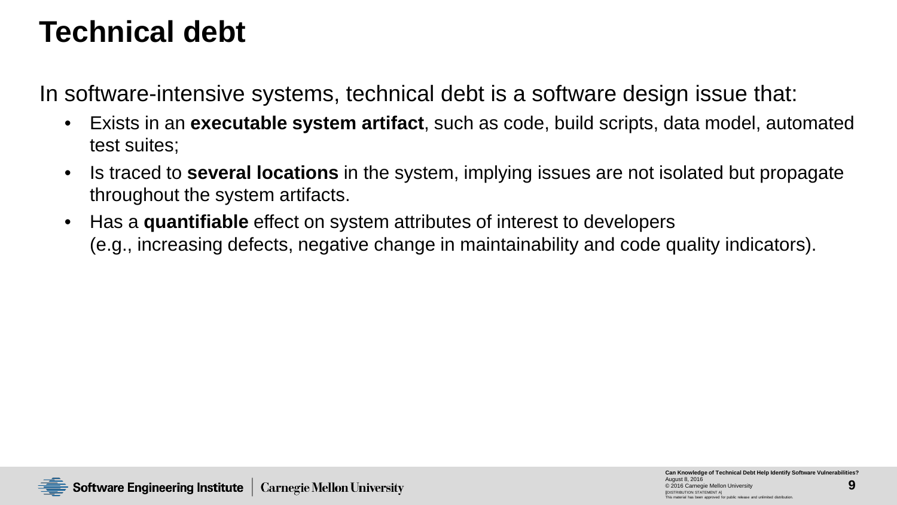# Technical debt

In software-intensive systems, technical debt is a software design issue that:

- Exists in an **executable system artifact**, such as code, build scripts, data model, automated test suites;
- Is traced to **several locations** in the system, implying issues are not isolated but propagate throughout the system artifacts.
- Has a **quantifiable** effect on system attributes of interest to developers (e.g., increasing defects, negative change in maintainability and code quality indicators).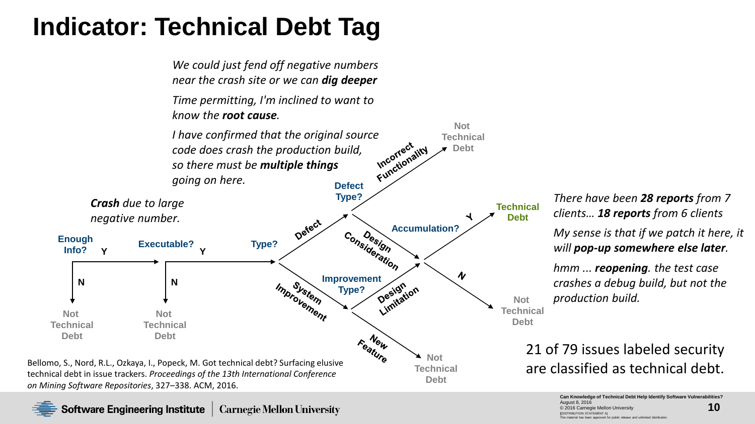# Indicator: Technical Debt Tag

*We could just fend off negative numbers near the crash site or we can* ***dig deeper***

*Time permitting, I'm inclined to want to know the* ***root cause****.*

*I have confirmed that the original source code does crash the production build, so there must be* ***multiple things*** *going on here.*

***Crash*** *due to large negative number.*

**Enough Info?** Y → **Executable?** Y → **Type?**

- Enough Info? N → Not Technical Debt
- Executable? N → Not Technical Debt
- Type? → Defect → **Defect Type?**
  - Incorrect Functionality → Not Technical Debt
  - Design Consideration → **Accumulation?**
- Type? → System Improvement → **Improvement Type?**
  - Design Limitation → **Accumulation?**
  - New Feature → Not Technical Debt
- **Accumulation?**
  - Y → Technical Debt
  - N → Not Technical Debt

*There have been* ***28 reports*** *from 7 clients…* ***18 reports*** *from 6 clients*

*My sense is that if we patch it here, it will* ***pop-up somewhere else later****.*

*hmm ...* ***reopening****. the test case crashes a debug build, but not the production build.*

21 of 79 issues labeled security are classified as technical debt.

Bellomo, S., Nord, R.L., Ozkaya, I., Popeck, M. Got technical debt? Surfacing elusive technical debt in issue trackers. *Proceedings of the 13th International Conference on Mining Software Repositories*, 327–338. ACM, 2016.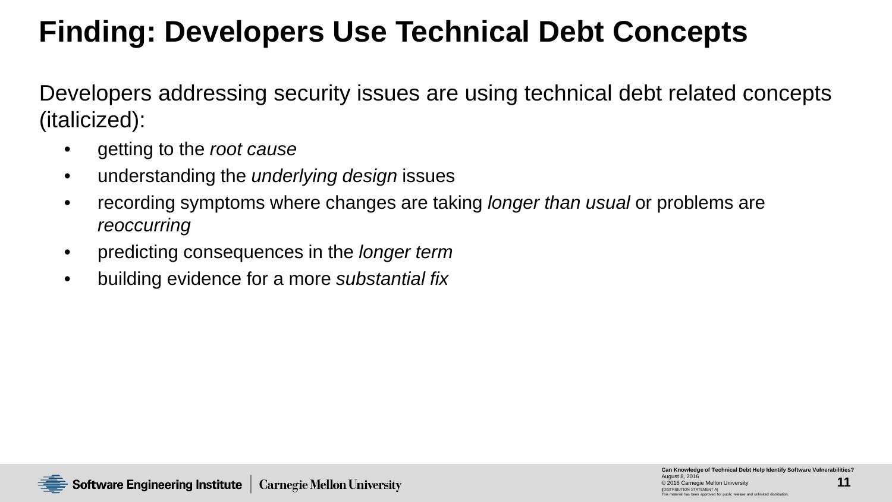# Finding: Developers Use Technical Debt Concepts

Developers addressing security issues are using technical debt related concepts (italicized):

- getting to the *root cause*
- understanding the *underlying design* issues
- recording symptoms where changes are taking *longer than usual* or problems are *reoccurring*
- predicting consequences in the *longer term*
- building evidence for a more *substantial fix*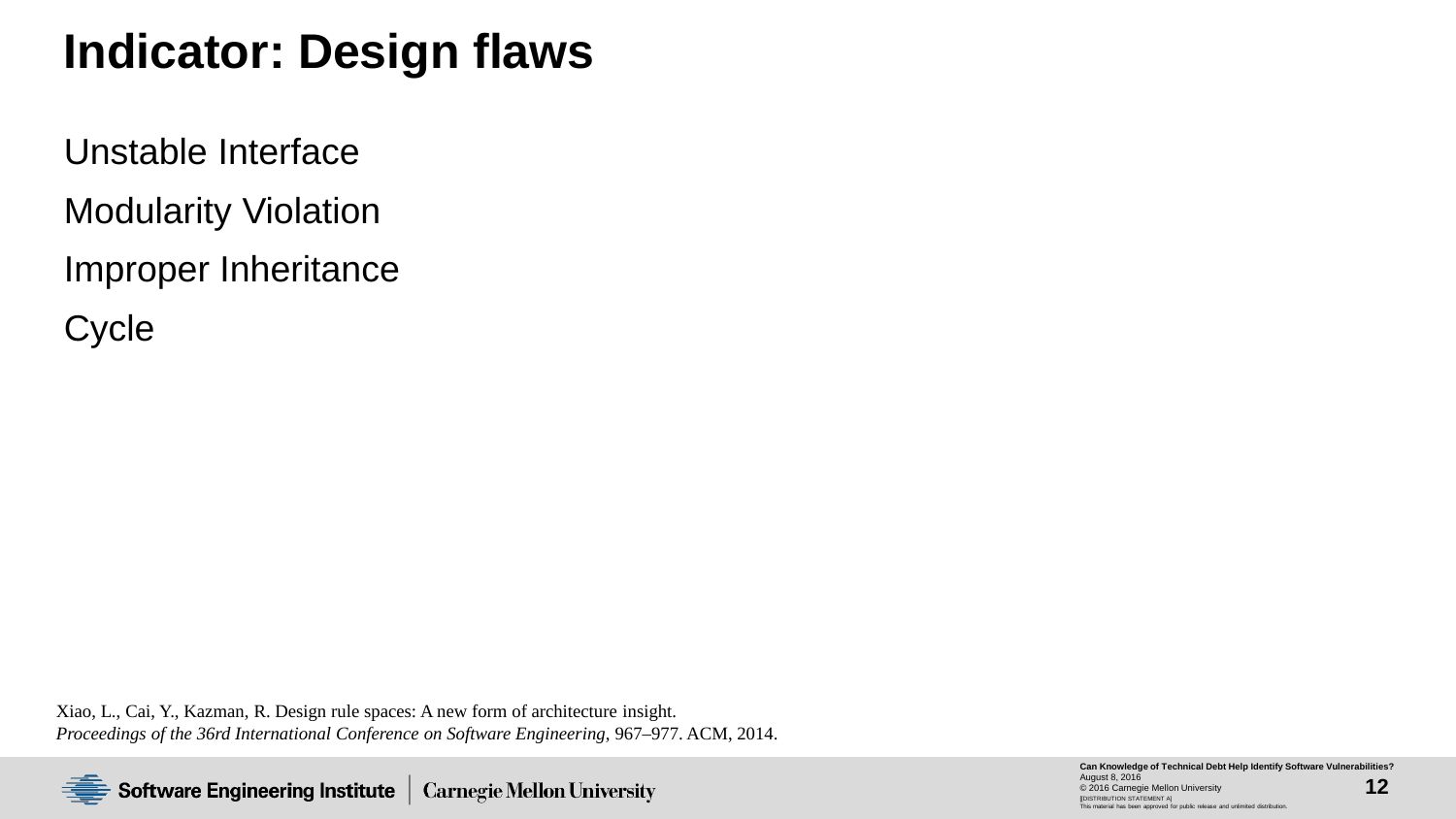# Indicator: Design flaws

Unstable Interface

Modularity Violation

Improper Inheritance

Cycle

Xiao, L., Cai, Y., Kazman, R. Design rule spaces: A new form of architecture insight. *Proceedings of the 36rd International Conference on Software Engineering*, 967–977. ACM, 2014.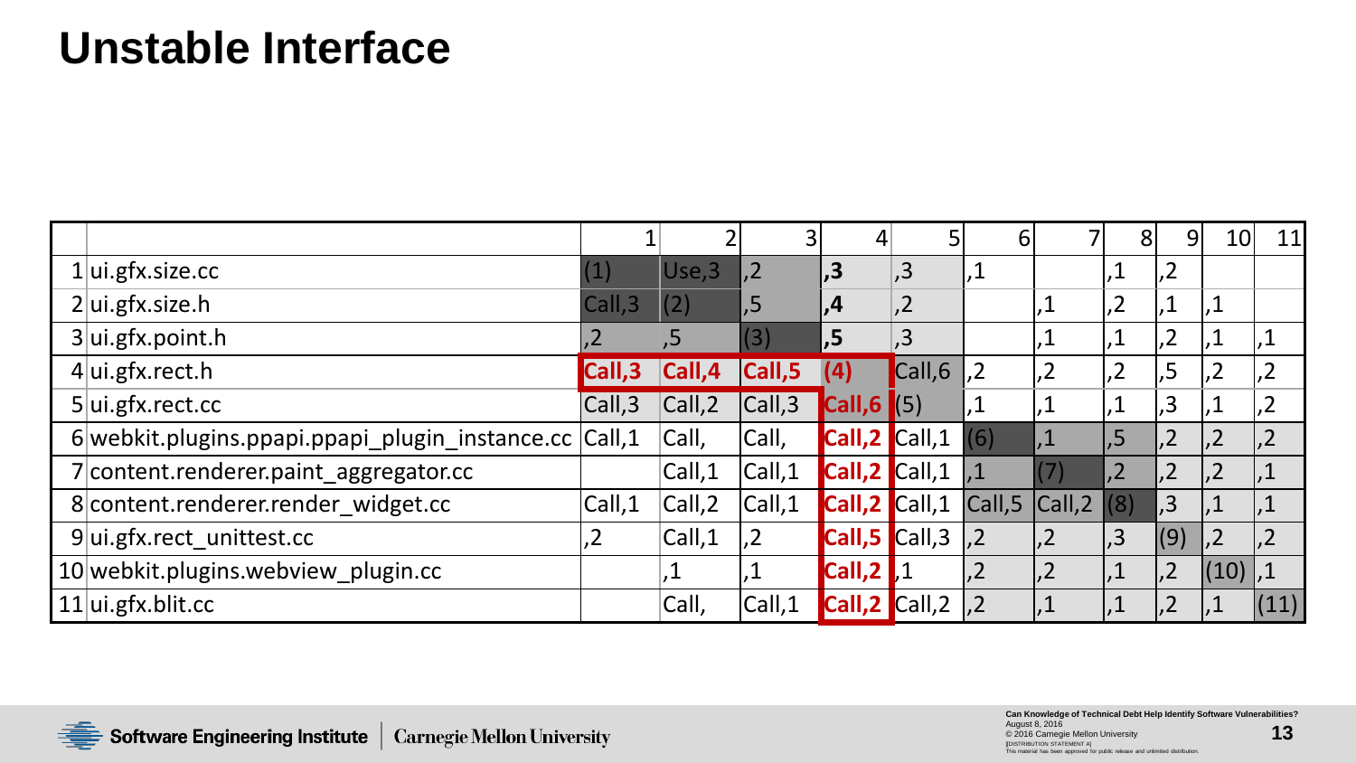# Unstable Interface

| | | 1 | 2 | 3 | 4 | 5 | 6 | 7 | 8 | 9 | 10 | 11 |
|---|---|---|---|---|---|---|---|---|---|---|---|---|
| 1 | ui.gfx.size.cc | (1) | Use,3 | ,2 | **,3** | ,3 | ,1 | | ,1 | ,2 | | |
| 2 | ui.gfx.size.h | Call,3 | (2) | ,5 | **,4** | ,2 | | ,1 | ,2 | ,1 | ,1 | |
| 3 | ui.gfx.point.h | ,2 | ,5 | (3) | **,5** | ,3 | | ,1 | ,1 | ,2 | ,1 | ,1 |
| 4 | ui.gfx.rect.h | **Call,3** | **Call,4** | **Call,5** | **(4)** | Call,6 | ,2 | ,2 | ,2 | ,5 | ,2 | ,2 |
| 5 | ui.gfx.rect.cc | Call,3 | Call,2 | Call,3 | **Call,6** | (5) | ,1 | ,1 | ,1 | ,3 | ,1 | ,2 |
| 6 | webkit.plugins.ppapi.ppapi_plugin_instance.cc | Call,1 | Call, | Call, | **Call,2** | Call,1 | (6) | ,1 | ,5 | ,2 | ,2 | ,2 |
| 7 | content.renderer.paint_aggregator.cc | | Call,1 | Call,1 | **Call,2** | Call,1 | ,1 | (7) | ,2 | ,2 | ,2 | ,1 |
| 8 | content.renderer.render_widget.cc | Call,1 | Call,2 | Call,1 | **Call,2** | Call,1 | Call,5 | Call,2 | (8) | ,3 | ,1 | ,1 |
| 9 | ui.gfx.rect_unittest.cc | ,2 | Call,1 | ,2 | **Call,5** | Call,3 | ,2 | ,2 | ,3 | (9) | ,2 | ,2 |
| 10 | webkit.plugins.webview_plugin.cc | | ,1 | ,1 | **Call,2** | ,1 | ,2 | ,2 | ,1 | ,2 | (10) | ,1 |
| 11 | ui.gfx.blit.cc | | Call, | Call,1 | **Call,2** | Call,2 | ,2 | ,1 | ,1 | ,2 | ,1 | (11) |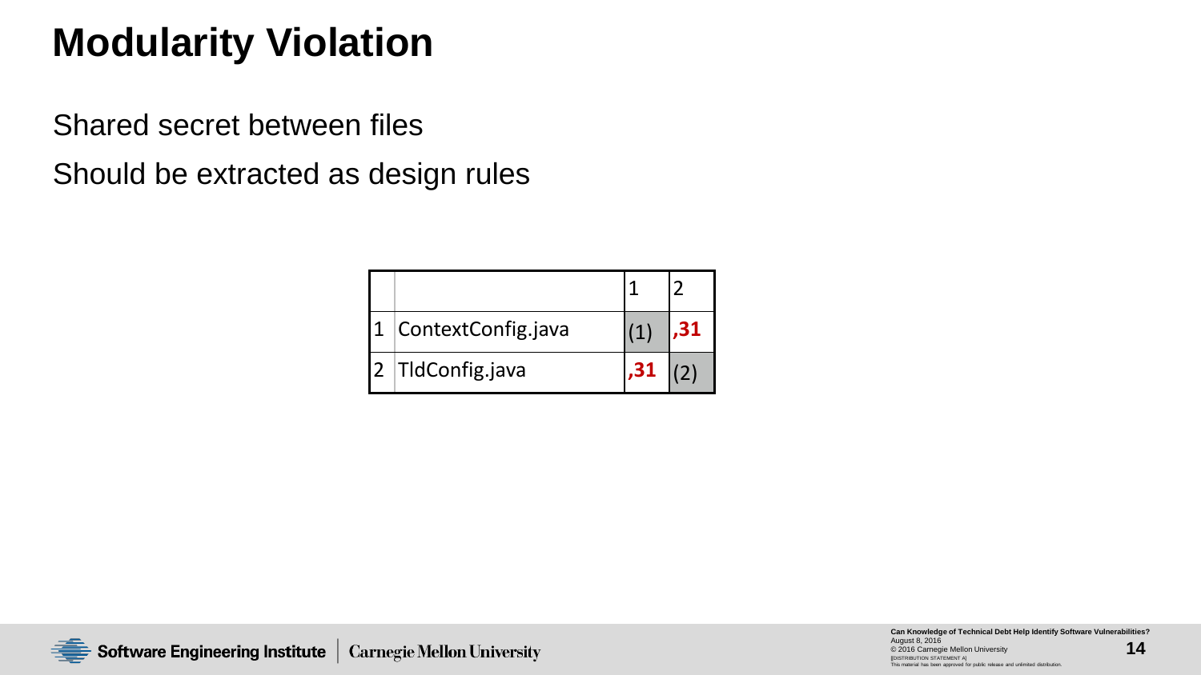# Modularity Violation

Shared secret between files

Should be extracted as design rules

| | | 1 | 2 |
|---|---|---|---|
| 1 | ContextConfig.java | (1) | **,31** |
| 2 | TldConfig.java | **,31** | (2) |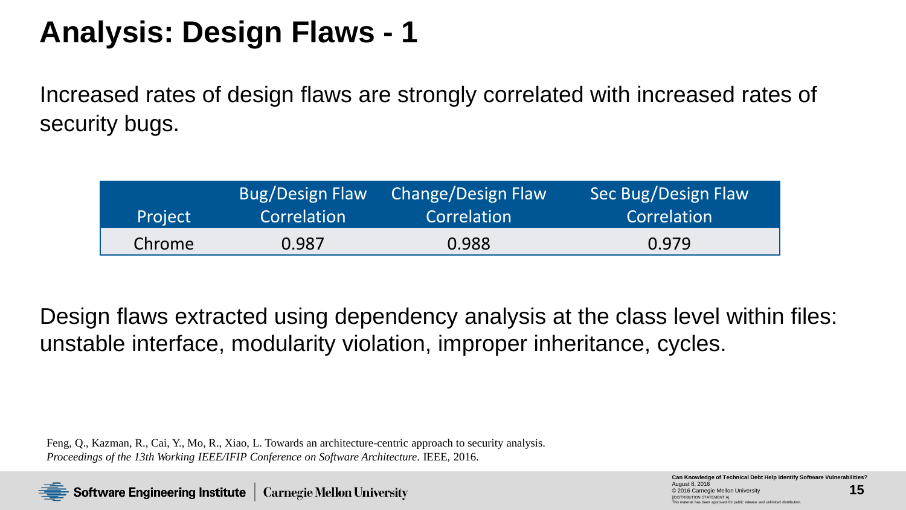# Analysis: Design Flaws - 1

Increased rates of design flaws are strongly correlated with increased rates of security bugs.

| Project | Bug/Design Flaw Correlation | Change/Design Flaw Correlation | Sec Bug/Design Flaw Correlation |
|---|---|---|---|
| Chrome | 0.987 | 0.988 | 0.979 |

Design flaws extracted using dependency analysis at the class level within files: unstable interface, modularity violation, improper inheritance, cycles.

Feng, Q., Kazman, R., Cai, Y., Mo, R., Xiao, L. Towards an architecture-centric approach to security analysis. *Proceedings of the 13th Working IEEE/IFIP Conference on Software Architecture*. IEEE, 2016.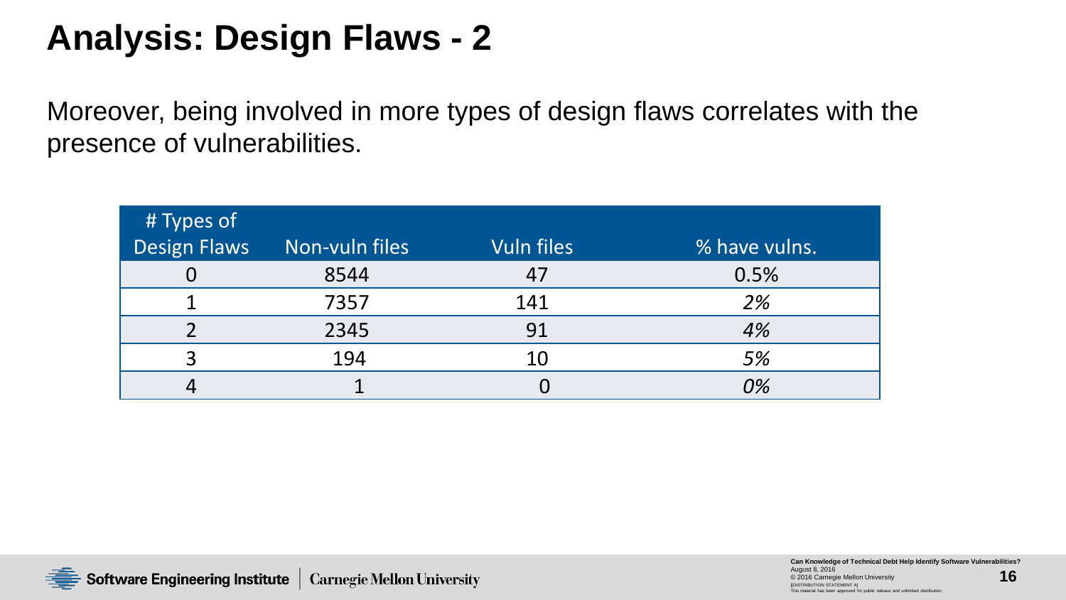# Analysis: Design Flaws - 2

Moreover, being involved in more types of design flaws correlates with the presence of vulnerabilities.

| # Types of Design Flaws | Non-vuln files | Vuln files | % have vulns. |
|---|---|---|---|
| 0 | 8544 | 47 | 0.5% |
| 1 | 7357 | 141 | *2%* |
| 2 | 2345 | 91 | *4%* |
| 3 | 194 | 10 | *5%* |
| 4 | 1 | 0 | *0%* |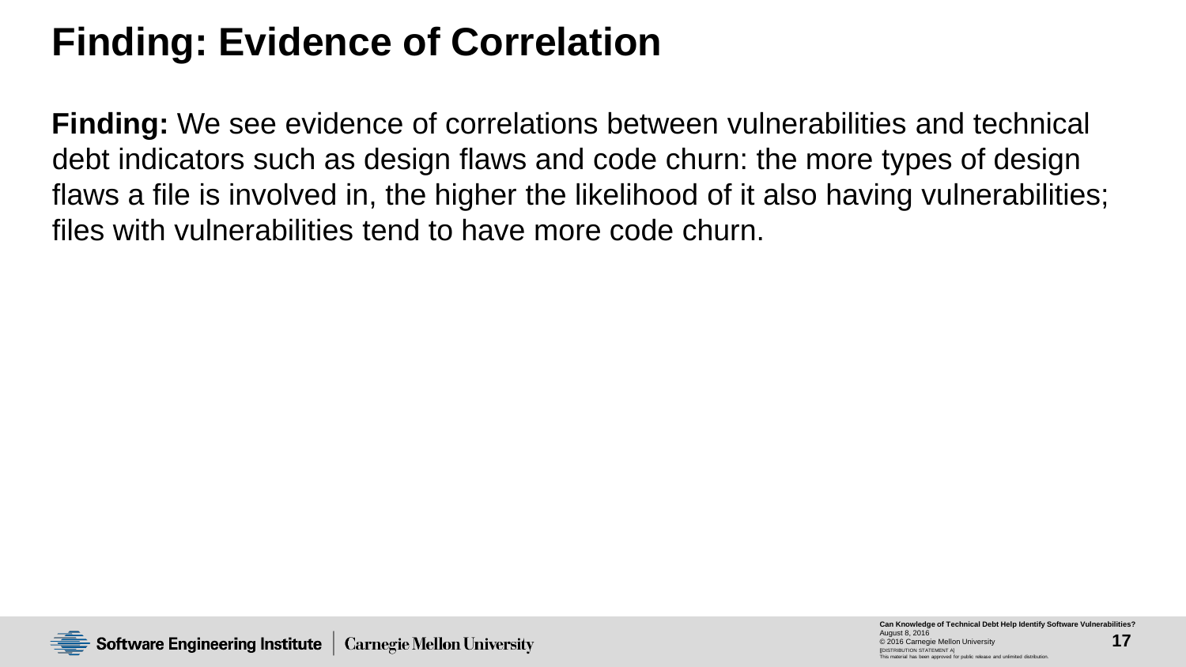# Finding: Evidence of Correlation

**Finding:** We see evidence of correlations between vulnerabilities and technical debt indicators such as design flaws and code churn: the more types of design flaws a file is involved in, the higher the likelihood of it also having vulnerabilities; files with vulnerabilities tend to have more code churn.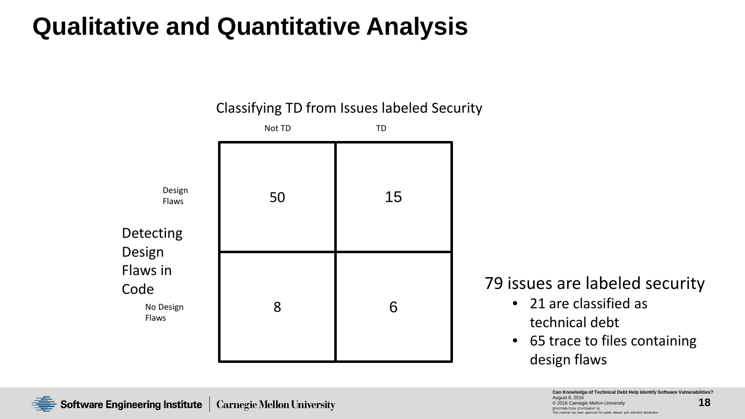# Qualitative and Quantitative Analysis

Classifying TD from Issues labeled Security

| Detecting Design Flaws in Code | Not TD | TD |
|---|---|---|
| Design Flaws | 50 | 15 |
| No Design Flaws | 8 | 6 |

79 issues are labeled security

- 21 are classified as technical debt
- 65 trace to files containing design flaws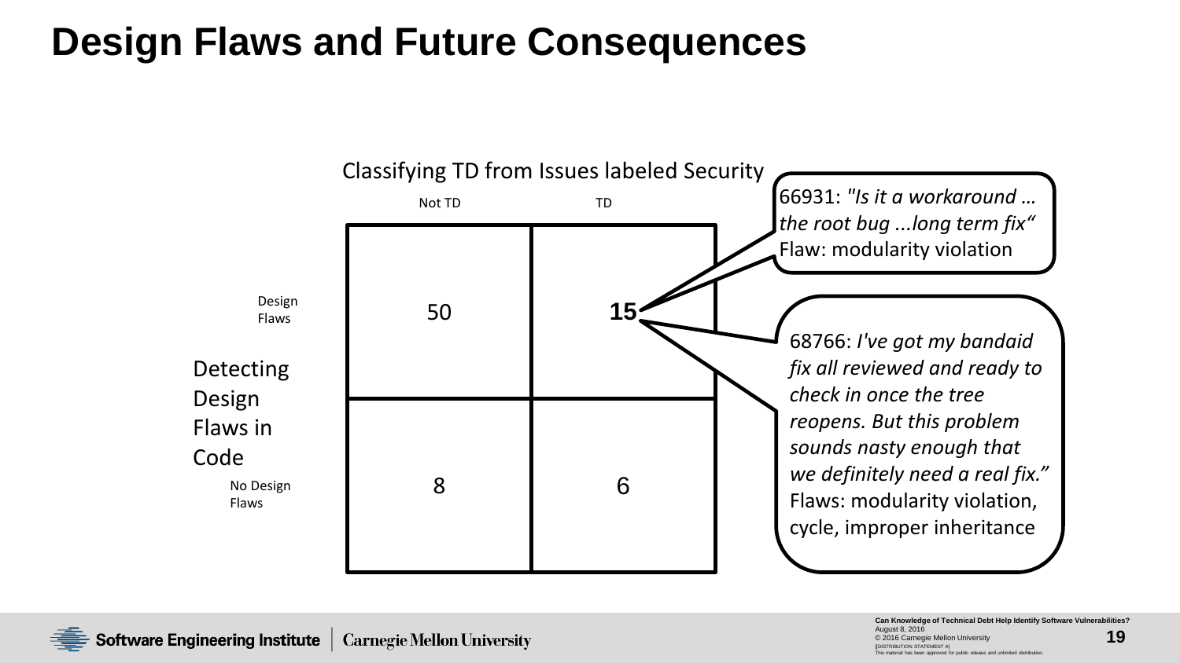# Design Flaws and Future Consequences

Classifying TD from Issues labeled Security

| Detecting Design Flaws in Code | Not TD | TD |
| --- | --- | --- |
| Design Flaws | 50 | **15** |
| No Design Flaws | 8 | 6 |

66931: *"Is it a workaround … the root bug ...long term fix"*
Flaw: modularity violation

68766: *I've got my bandaid fix all reviewed and ready to check in once the tree reopens. But this problem sounds nasty enough that we definitely need a real fix."*
Flaws: modularity violation, cycle, improper inheritance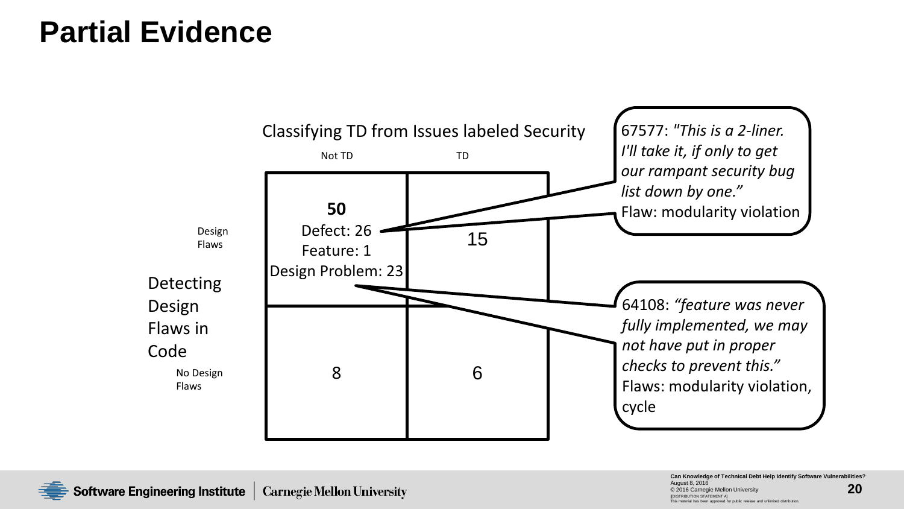# Partial Evidence

**Classifying TD from Issues labeled Security**

| Detecting Design Flaws in Code | Not TD | TD |
|---|---|---|
| Design Flaws | **50**<br>Defect: 26<br>Feature: 1<br>Design Problem: 23 | 15 |
| No Design Flaws | 8 | 6 |

67577: *"This is a 2-liner. I'll take it, if only to get our rampant security bug list down by one."*
Flaw: modularity violation

64108: *"feature was never fully implemented, we may not have put in proper checks to prevent this."*
Flaws: modularity violation, cycle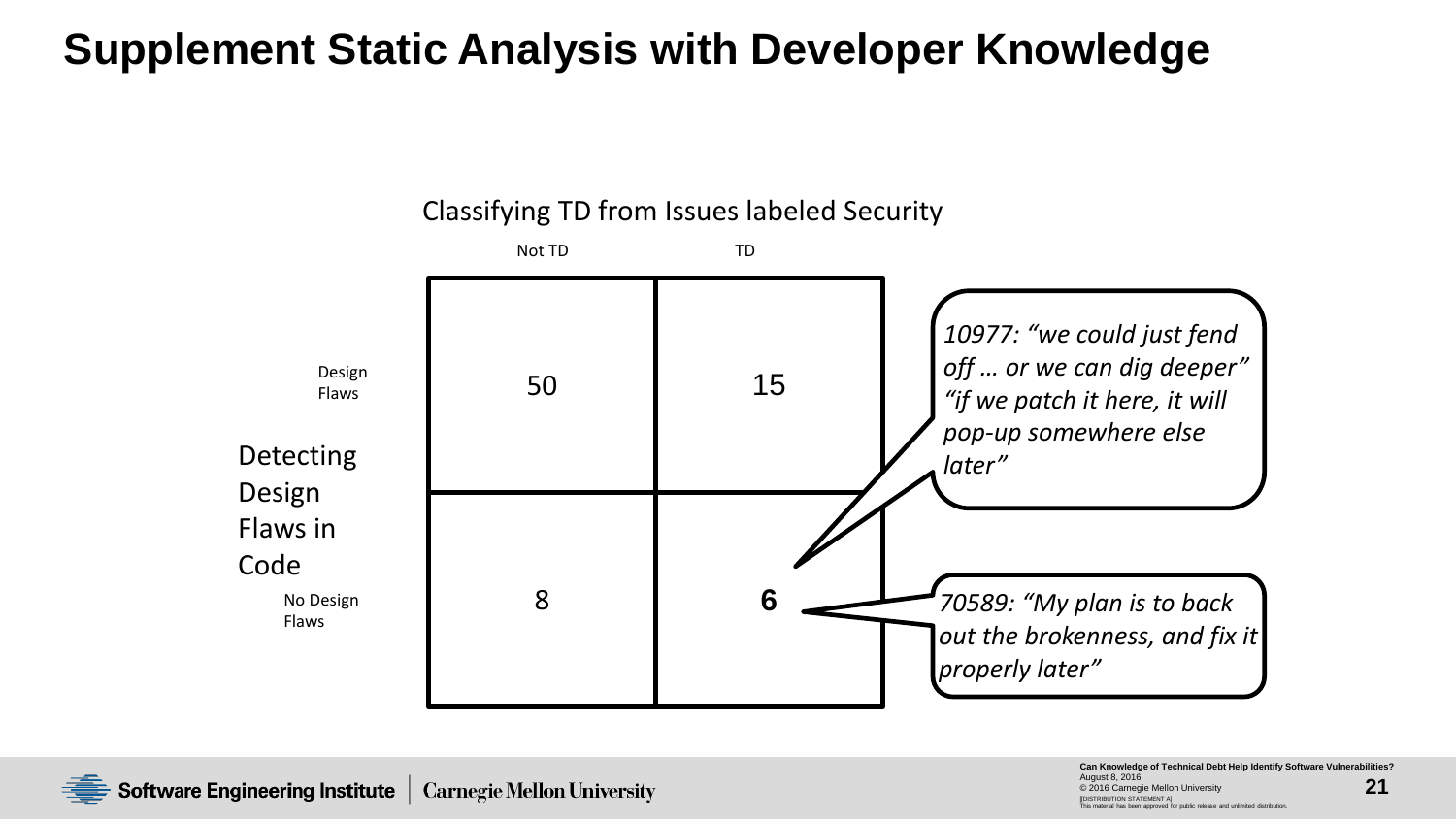# Supplement Static Analysis with Developer Knowledge

**Classifying TD from Issues labeled Security**

| Detecting Design Flaws in Code | Not TD | TD |
| --- | --- | --- |
| Design Flaws | 50 | 15 |
| No Design Flaws | 8 | **6** |

*10977: "we could just fend off … or we can dig deeper" "if we patch it here, it will pop-up somewhere else later"*

*70589: "My plan is to back out the brokenness, and fix it properly later"*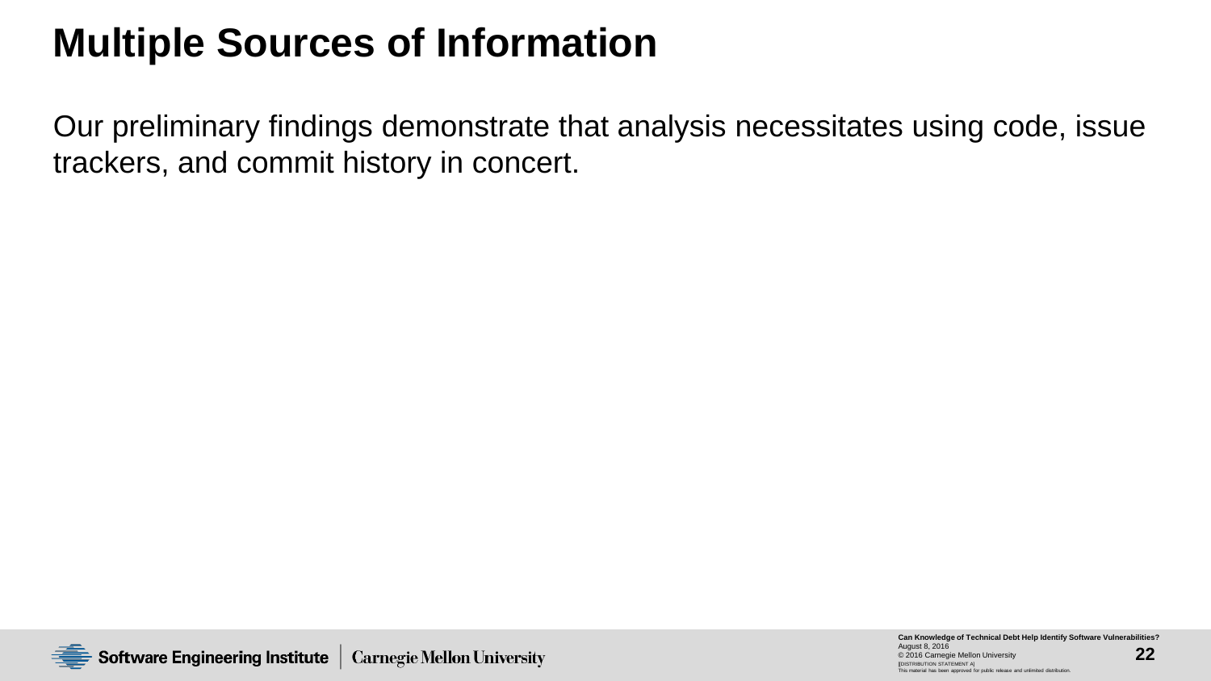# Multiple Sources of Information

Our preliminary findings demonstrate that analysis necessitates using code, issue trackers, and commit history in concert.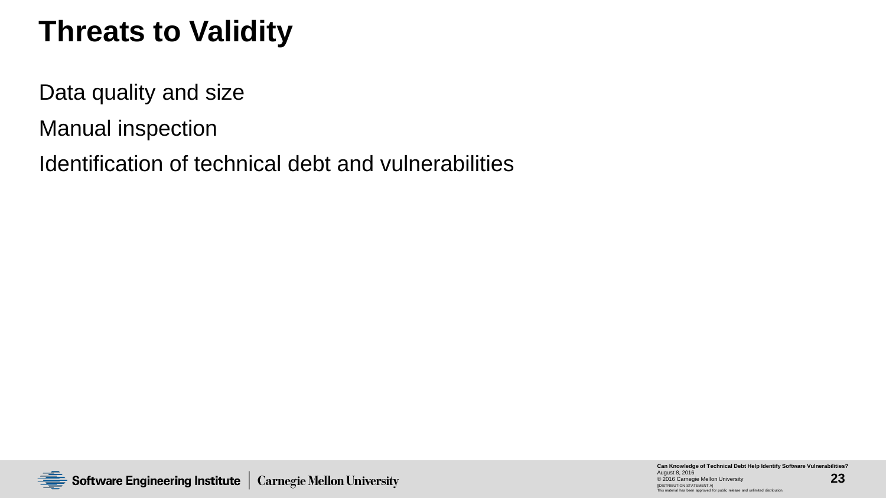# Threats to Validity

Data quality and size

Manual inspection

Identification of technical debt and vulnerabilities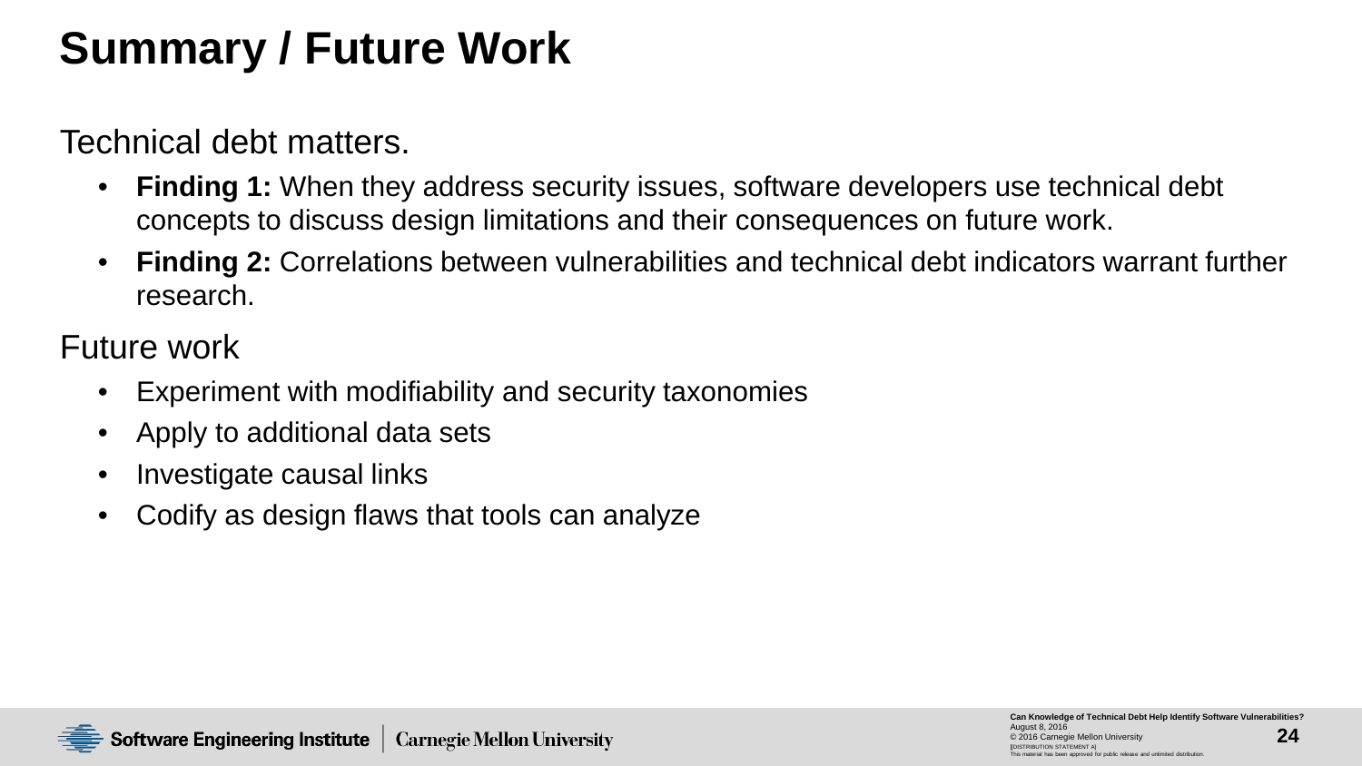# Summary / Future Work

Technical debt matters.

- **Finding 1:** When they address security issues, software developers use technical debt concepts to discuss design limitations and their consequences on future work.
- **Finding 2:** Correlations between vulnerabilities and technical debt indicators warrant further research.

Future work

- Experiment with modifiability and security taxonomies
- Apply to additional data sets
- Investigate causal links
- Codify as design flaws that tools can analyze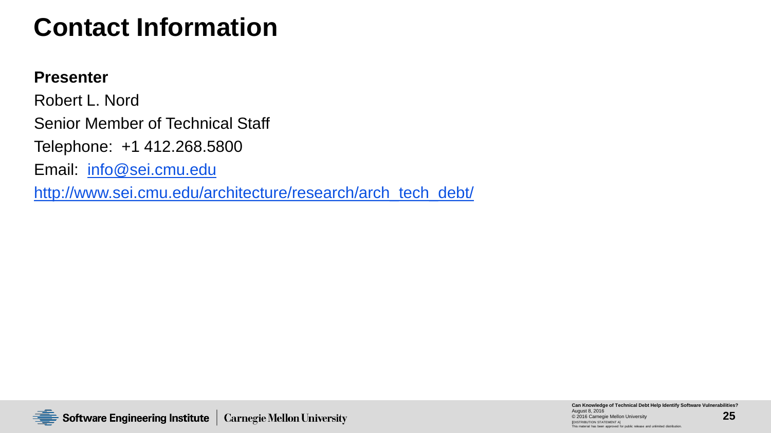# Contact Information

**Presenter**

Robert L. Nord

Senior Member of Technical Staff

Telephone: +1 412.268.5800

Email: info@sei.cmu.edu

http://www.sei.cmu.edu/architecture/research/arch_tech_debt/